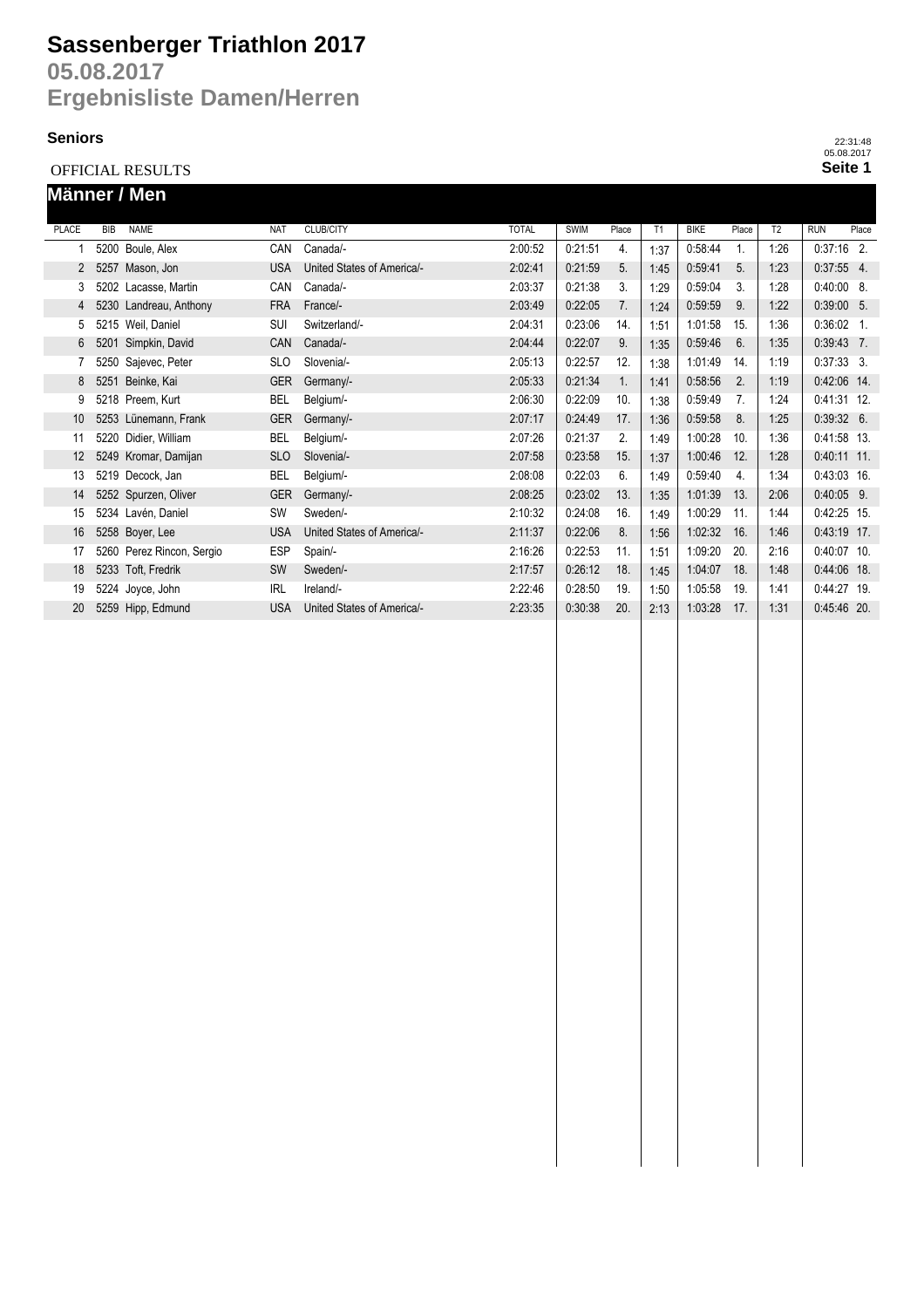# Sassenberger Triathlon 2017

## 05.08.2017

## Ergebnisliste Damen/Herren

**Seniors**

OFFICIAL RESULTS

22:31:48
05.08.2017

### Männer / Men

| PLACE | BIB | NAME | NAT | CLUB/CITY | TOTAL | SWIM | Place | T1 | BIKE | Place | T2 | RUN | Place |
|---|---|---|---|---|---|---|---|---|---|---|---|---|---|
| 1 | 5200 | Boule, Alex | CAN | Canada/- | 2:00:52 | 0:21:51 | 4. | 1:37 | 0:58:44 | 1. | 1:26 | 0:37:16 | 2. |
| 2 | 5257 | Mason, Jon | USA | United States of America/- | 2:02:41 | 0:21:59 | 5. | 1:45 | 0:59:41 | 5. | 1:23 | 0:37:55 | 4. |
| 3 | 5202 | Lacasse, Martin | CAN | Canada/- | 2:03:37 | 0:21:38 | 3. | 1:29 | 0:59:04 | 3. | 1:28 | 0:40:00 | 8. |
| 4 | 5230 | Landreau, Anthony | FRA | France/- | 2:03:49 | 0:22:05 | 7. | 1:24 | 0:59:59 | 9. | 1:22 | 0:39:00 | 5. |
| 5 | 5215 | Weil, Daniel | SUI | Switzerland/- | 2:04:31 | 0:23:06 | 14. | 1:51 | 1:01:58 | 15. | 1:36 | 0:36:02 | 1. |
| 6 | 5201 | Simpkin, David | CAN | Canada/- | 2:04:44 | 0:22:07 | 9. | 1:35 | 0:59:46 | 6. | 1:35 | 0:39:43 | 7. |
| 7 | 5250 | Sajevec, Peter | SLO | Slovenia/- | 2:05:13 | 0:22:57 | 12. | 1:38 | 1:01:49 | 14. | 1:19 | 0:37:33 | 3. |
| 8 | 5251 | Beinke, Kai | GER | Germany/- | 2:05:33 | 0:21:34 | 1. | 1:41 | 0:58:56 | 2. | 1:19 | 0:42:06 | 14. |
| 9 | 5218 | Preem, Kurt | BEL | Belgium/- | 2:06:30 | 0:22:09 | 10. | 1:38 | 0:59:49 | 7. | 1:24 | 0:41:31 | 12. |
| 10 | 5253 | Lünemann, Frank | GER | Germany/- | 2:07:17 | 0:24:49 | 17. | 1:36 | 0:59:58 | 8. | 1:25 | 0:39:32 | 6. |
| 11 | 5220 | Didier, William | BEL | Belgium/- | 2:07:26 | 0:21:37 | 2. | 1:49 | 1:00:28 | 10. | 1:36 | 0:41:58 | 13. |
| 12 | 5249 | Kromar, Damijan | SLO | Slovenia/- | 2:07:58 | 0:23:58 | 15. | 1:37 | 1:00:46 | 12. | 1:28 | 0:40:11 | 11. |
| 13 | 5219 | Decock, Jan | BEL | Belgium/- | 2:08:08 | 0:22:03 | 6. | 1:49 | 0:59:40 | 4. | 1:34 | 0:43:03 | 16. |
| 14 | 5252 | Spurzen, Oliver | GER | Germany/- | 2:08:25 | 0:23:02 | 13. | 1:35 | 1:01:39 | 13. | 2:06 | 0:40:05 | 9. |
| 15 | 5234 | Lavén, Daniel | SW | Sweden/- | 2:10:32 | 0:24:08 | 16. | 1:49 | 1:00:29 | 11. | 1:44 | 0:42:25 | 15. |
| 16 | 5258 | Boyer, Lee | USA | United States of America/- | 2:11:37 | 0:22:06 | 8. | 1:56 | 1:02:32 | 16. | 1:46 | 0:43:19 | 17. |
| 17 | 5260 | Perez Rincon, Sergio | ESP | Spain/- | 2:16:26 | 0:22:53 | 11. | 1:51 | 1:09:20 | 20. | 2:16 | 0:40:07 | 10. |
| 18 | 5233 | Toft, Fredrik | SW | Sweden/- | 2:17:57 | 0:26:12 | 18. | 1:45 | 1:04:07 | 18. | 1:48 | 0:44:06 | 18. |
| 19 | 5224 | Joyce, John | IRL | Ireland/- | 2:22:46 | 0:28:50 | 19. | 1:50 | 1:05:58 | 19. | 1:41 | 0:44:27 | 19. |
| 20 | 5259 | Hipp, Edmund | USA | United States of America/- | 2:23:35 | 0:30:38 | 20. | 2:13 | 1:03:28 | 17. | 1:31 | 0:45:46 | 20. |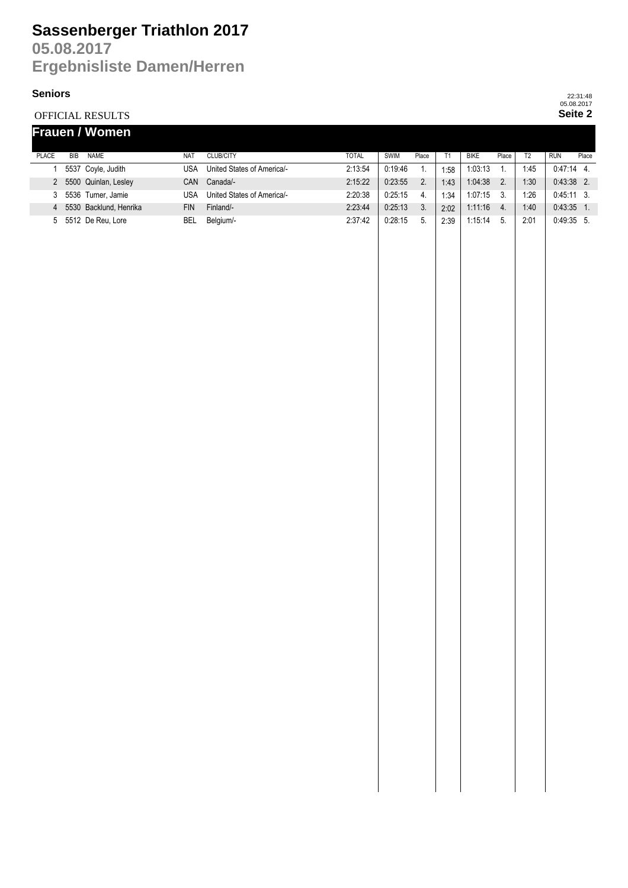# Sassenberger Triathlon 2017

## 05.08.2017

## Ergebnisliste Damen/Herren

**Seniors**

OFFICIAL RESULTS

22:31:48
05.08.2017

## Frauen / Women

| PLACE | BIB | NAME | NAT | CLUB/CITY | TOTAL | SWIM | Place | T1 | BIKE | Place | T2 | RUN | Place |
|---|---|---|---|---|---|---|---|---|---|---|---|---|---|
| 1 | 5537 | Coyle, Judith | USA | United States of America/- | 2:13:54 | 0:19:46 | 1. | 1:58 | 1:03:13 | 1. | 1:45 | 0:47:14 | 4. |
| 2 | 5500 | Quinlan, Lesley | CAN | Canada/- | 2:15:22 | 0:23:55 | 2. | 1:43 | 1:04:38 | 2. | 1:30 | 0:43:38 | 2. |
| 3 | 5536 | Turner, Jamie | USA | United States of America/- | 2:20:38 | 0:25:15 | 4. | 1:34 | 1:07:15 | 3. | 1:26 | 0:45:11 | 3. |
| 4 | 5530 | Backlund, Henrika | FIN | Finland/- | 2:23:44 | 0:25:13 | 3. | 2:02 | 1:11:16 | 4. | 1:40 | 0:43:35 | 1. |
| 5 | 5512 | De Reu, Lore | BEL | Belgium/- | 2:37:42 | 0:28:15 | 5. | 2:39 | 1:15:14 | 5. | 2:01 | 0:49:35 | 5. |